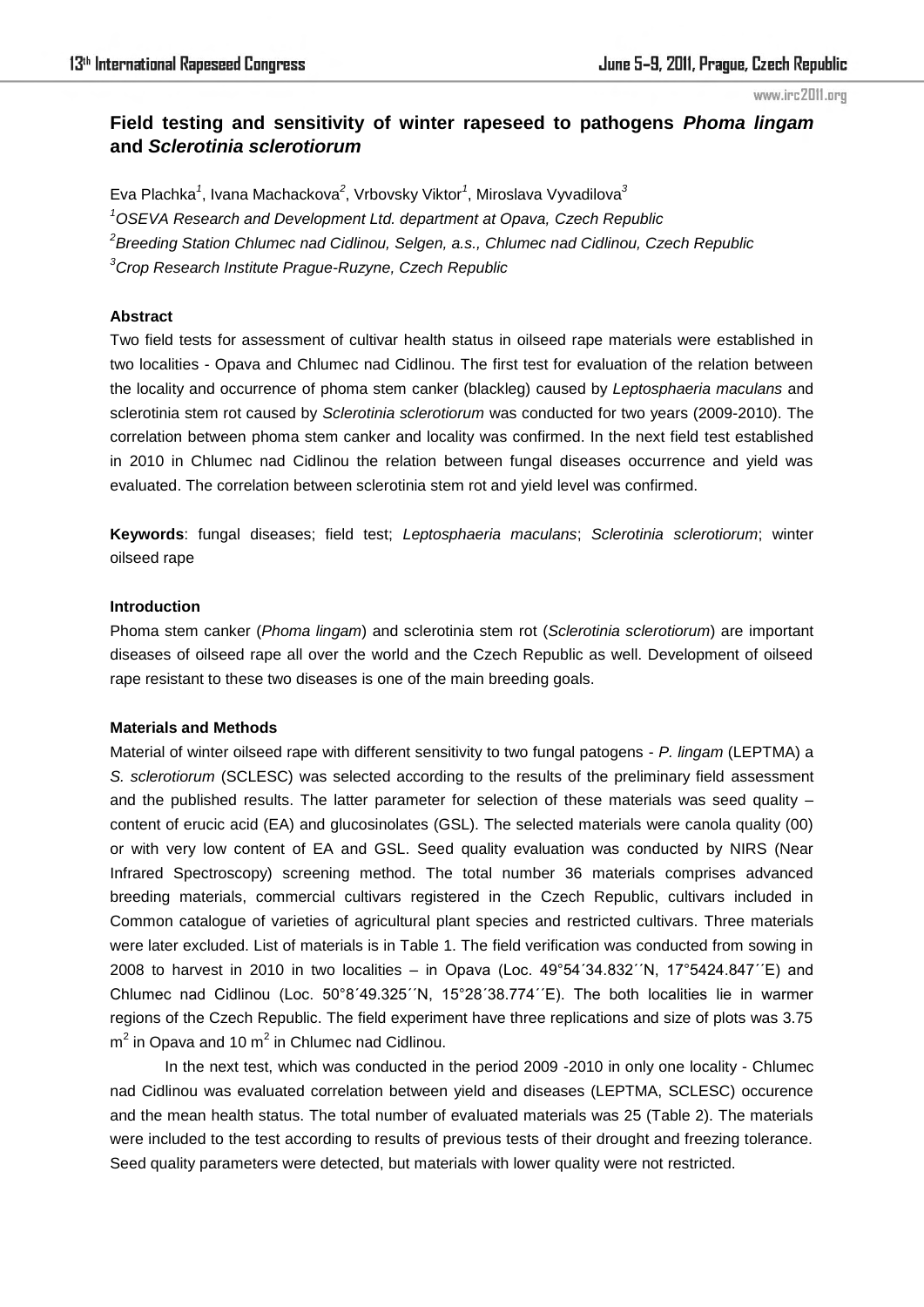## Field testing and sensitivity of winter rapeseed to pathogens *Phoma lingam* and *Sclerotinia sclerotiorum*

Eva Plachka[1], Ivana Machackova[2], Vrbovsky Viktor[1], Miroslava Vyvadilova[3]

[1]*OSEVA Research and Development Ltd. department at Opava, Czech Republic*

[2]*Breeding Station Chlumec nad Cidlinou, Selgen, a.s., Chlumec nad Cidlinou, Czech Republic*

[3]*Crop Research Institute Prague-Ruzyne, Czech Republic*

### Abstract

Two field tests for assessment of cultivar health status in oilseed rape materials were established in two localities - Opava and Chlumec nad Cidlinou. The first test for evaluation of the relation between the locality and occurrence of phoma stem canker (blackleg) caused by *Leptosphaeria maculans* and sclerotinia stem rot caused by *Sclerotinia sclerotiorum* was conducted for two years (2009-2010). The correlation between phoma stem canker and locality was confirmed. In the next field test established in 2010 in Chlumec nad Cidlinou the relation between fungal diseases occurrence and yield was evaluated. The correlation between sclerotinia stem rot and yield level was confirmed.

**Keywords**: fungal diseases; field test; *Leptosphaeria maculans*; *Sclerotinia sclerotiorum*; winter oilseed rape

### Introduction

Phoma stem canker (*Phoma lingam*) and sclerotinia stem rot (*Sclerotinia sclerotiorum*) are important diseases of oilseed rape all over the world and the Czech Republic as well. Development of oilseed rape resistant to these two diseases is one of the main breeding goals.

### Materials and Methods

Material of winter oilseed rape with different sensitivity to two fungal patogens - *P. lingam* (LEPTMA) a *S. sclerotiorum* (SCLESC) was selected according to the results of the preliminary field assessment and the published results. The latter parameter for selection of these materials was seed quality – content of erucic acid (EA) and glucosinolates (GSL). The selected materials were canola quality (00) or with very low content of EA and GSL. Seed quality evaluation was conducted by NIRS (Near Infrared Spectroscopy) screening method. The total number 36 materials comprises advanced breeding materials, commercial cultivars registered in the Czech Republic, cultivars included in Common catalogue of varieties of agricultural plant species and restricted cultivars. Three materials were later excluded. List of materials is in Table 1. The field verification was conducted from sowing in 2008 to harvest in 2010 in two localities – in Opava (Loc. 49°54´34.832´´N, 17°5424.847´´E) and Chlumec nad Cidlinou (Loc. 50°8´49.325´´N, 15°28´38.774´´E). The both localities lie in warmer regions of the Czech Republic. The field experiment have three replications and size of plots was 3.75 $m^2$ in Opava and 10 $m^2$ in Chlumec nad Cidlinou.

In the next test, which was conducted in the period 2009 -2010 in only one locality - Chlumec nad Cidlinou was evaluated correlation between yield and diseases (LEPTMA, SCLESC) occurence and the mean health status. The total number of evaluated materials was 25 (Table 2). The materials were included to the test according to results of previous tests of their drought and freezing tolerance. Seed quality parameters were detected, but materials with lower quality were not restricted.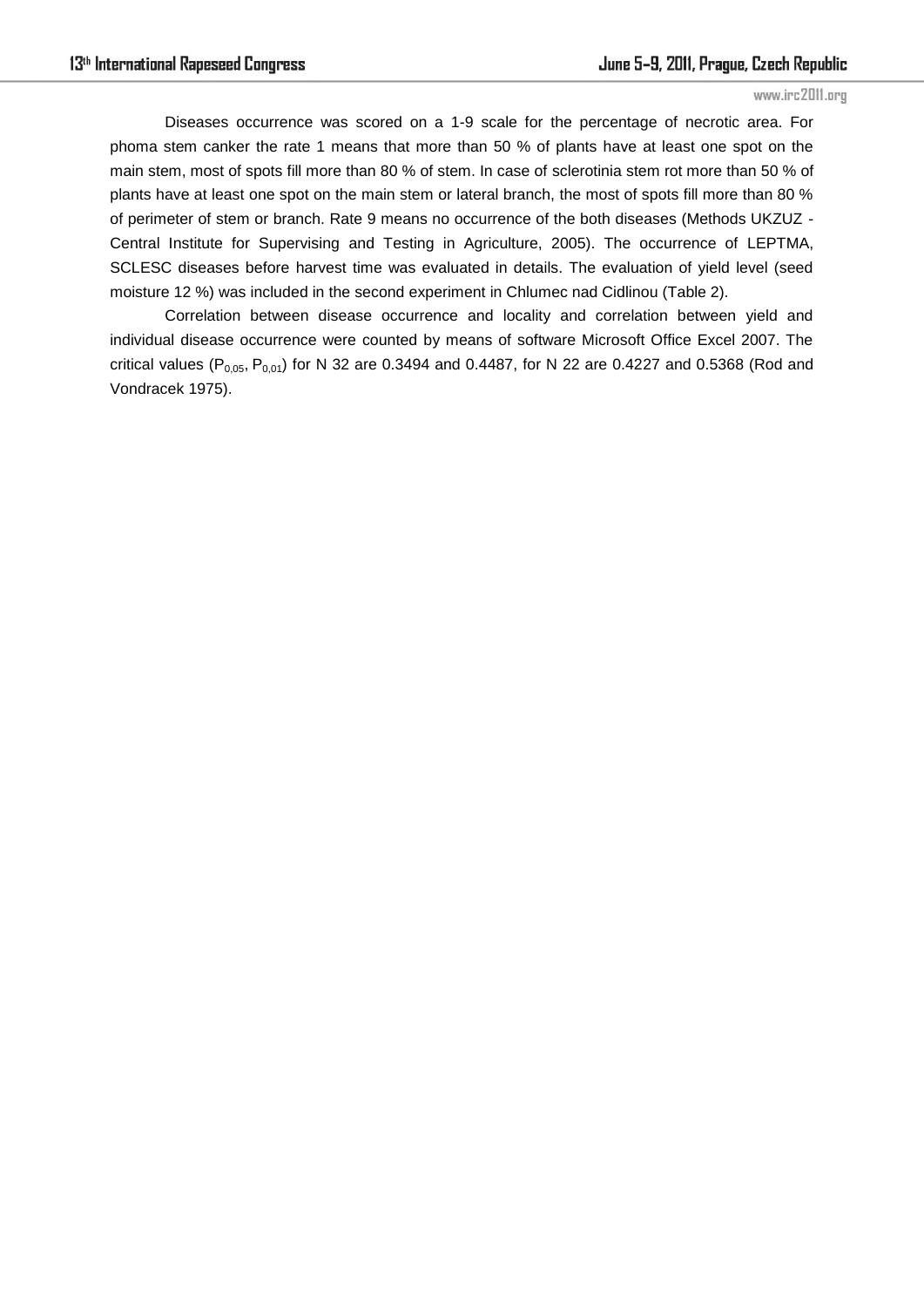Diseases occurrence was scored on a 1-9 scale for the percentage of necrotic area. For phoma stem canker the rate 1 means that more than 50 % of plants have at least one spot on the main stem, most of spots fill more than 80 % of stem. In case of sclerotinia stem rot more than 50 % of plants have at least one spot on the main stem or lateral branch, the most of spots fill more than 80 % of perimeter of stem or branch. Rate 9 means no occurrence of the both diseases (Methods UKZUZ - Central Institute for Supervising and Testing in Agriculture, 2005). The occurrence of LEPTMA, SCLESC diseases before harvest time was evaluated in details. The evaluation of yield level (seed moisture 12 %) was included in the second experiment in Chlumec nad Cidlinou (Table 2).

Correlation between disease occurrence and locality and correlation between yield and individual disease occurrence were counted by means of software Microsoft Office Excel 2007. The critical values ($P_{0,05}$, $P_{0,01}$) for N 32 are 0.3494 and 0.4487, for N 22 are 0.4227 and 0.5368 (Rod and Vondracek 1975).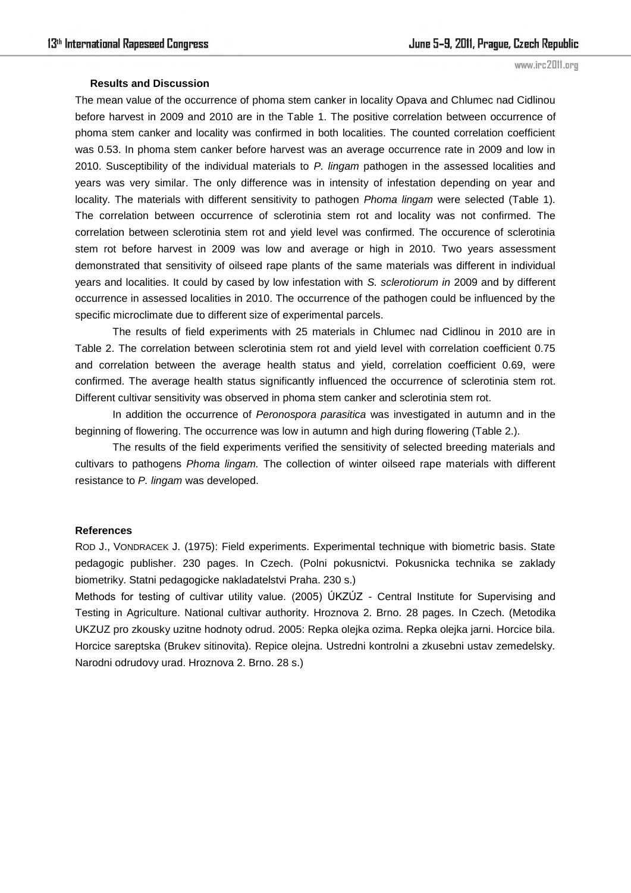### Results and Discussion

The mean value of the occurrence of phoma stem canker in locality Opava and Chlumec nad Cidlinou before harvest in 2009 and 2010 are in the Table 1. The positive correlation between occurrence of phoma stem canker and locality was confirmed in both localities. The counted correlation coefficient was 0.53. In phoma stem canker before harvest was an average occurrence rate in 2009 and low in 2010. Susceptibility of the individual materials to *P. lingam* pathogen in the assessed localities and years was very similar. The only difference was in intensity of infestation depending on year and locality. The materials with different sensitivity to pathogen *Phoma lingam* were selected (Table 1). The correlation between occurrence of sclerotinia stem rot and locality was not confirmed. The correlation between sclerotinia stem rot and yield level was confirmed. The occurence of sclerotinia stem rot before harvest in 2009 was low and average or high in 2010. Two years assessment demonstrated that sensitivity of oilseed rape plants of the same materials was different in individual years and localities. It could by cased by low infestation with *S. sclerotiorum in* 2009 and by different occurrence in assessed localities in 2010. The occurrence of the pathogen could be influenced by the specific microclimate due to different size of experimental parcels.

The results of field experiments with 25 materials in Chlumec nad Cidlinou in 2010 are in Table 2. The correlation between sclerotinia stem rot and yield level with correlation coefficient 0.75 and correlation between the average health status and yield, correlation coefficient 0.69, were confirmed. The average health status significantly influenced the occurrence of sclerotinia stem rot. Different cultivar sensitivity was observed in phoma stem canker and sclerotinia stem rot.

In addition the occurrence of *Peronospora parasitica* was investigated in autumn and in the beginning of flowering. The occurrence was low in autumn and high during flowering (Table 2.).

The results of the field experiments verified the sensitivity of selected breeding materials and cultivars to pathogens *Phoma lingam.* The collection of winter oilseed rape materials with different resistance to *P. lingam* was developed.

### References

ROD J., VONDRACEK J. (1975): Field experiments. Experimental technique with biometric basis. State pedagogic publisher. 230 pages. In Czech. (Polni pokusnictvi. Pokusnicka technika se zaklady biometriky. Statni pedagogicke nakladatelstvi Praha. 230 s.)

Methods for testing of cultivar utility value. (2005) ÚKZÚZ - Central Institute for Supervising and Testing in Agriculture. National cultivar authority. Hroznova 2. Brno. 28 pages. In Czech. (Metodika UKZUZ pro zkousky uzitne hodnoty odrud. 2005: Repka olejka ozima. Repka olejka jarni. Horcice bila. Horcice sareptska (Brukev sitinovita). Repice olejna. Ustredni kontrolni a zkusebni ustav zemedelsky. Narodni odrudovy urad. Hroznova 2. Brno. 28 s.)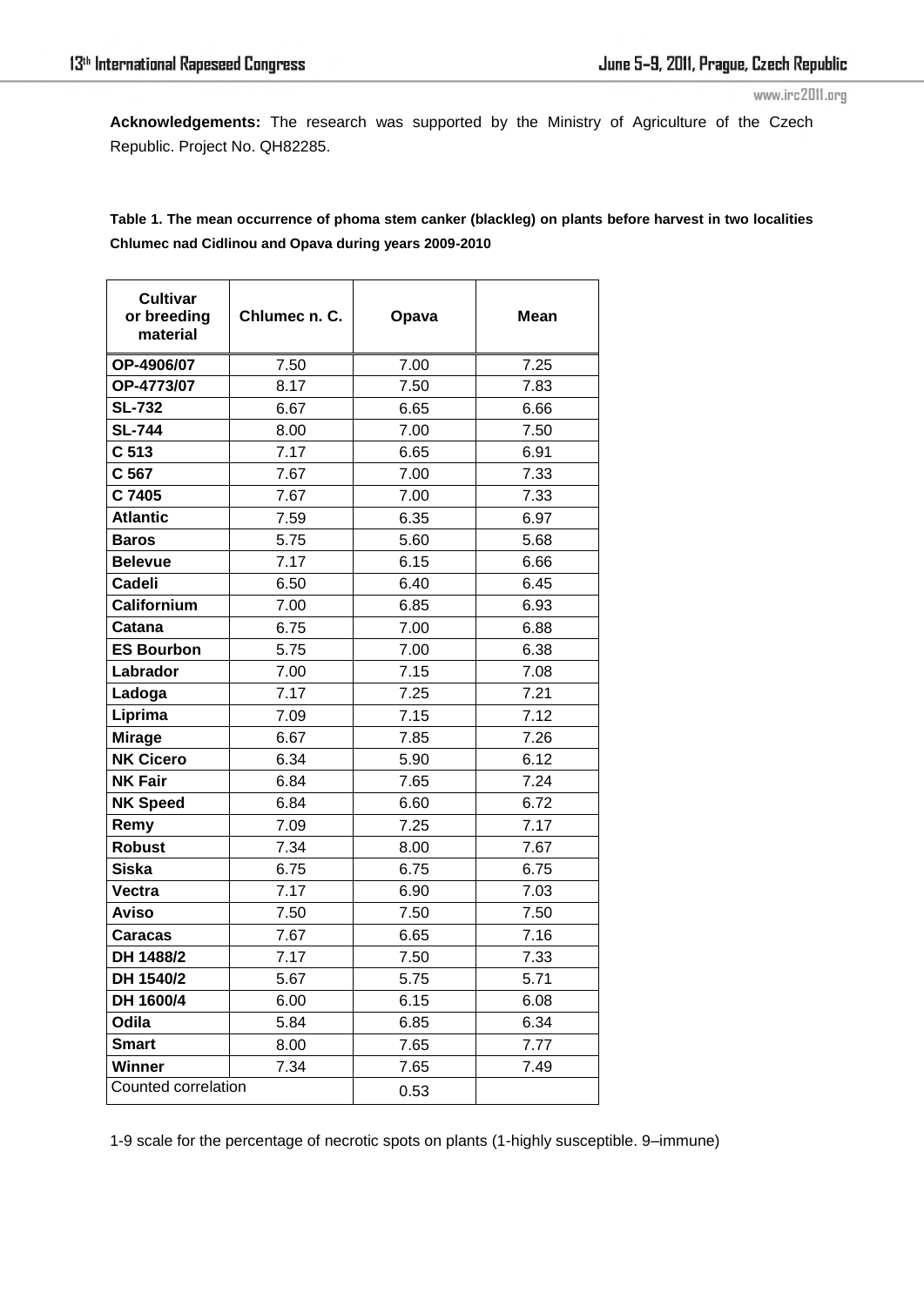**Acknowledgements:** The research was supported by the Ministry of Agriculture of the Czech Republic. Project No. QH82285.

**Table 1. The mean occurrence of phoma stem canker (blackleg) on plants before harvest in two localities Chlumec nad Cidlinou and Opava during years 2009-2010**

| Cultivar or breeding material | Chlumec n. C. | Opava | Mean |
|---|---|---|---|
| **OP-4906/07** | 7.50 | 7.00 | 7.25 |
| **OP-4773/07** | 8.17 | 7.50 | 7.83 |
| **SL-732** | 6.67 | 6.65 | 6.66 |
| **SL-744** | 8.00 | 7.00 | 7.50 |
| **C 513** | 7.17 | 6.65 | 6.91 |
| **C 567** | 7.67 | 7.00 | 7.33 |
| **C 7405** | 7.67 | 7.00 | 7.33 |
| **Atlantic** | 7.59 | 6.35 | 6.97 |
| **Baros** | 5.75 | 5.60 | 5.68 |
| **Belevue** | 7.17 | 6.15 | 6.66 |
| **Cadeli** | 6.50 | 6.40 | 6.45 |
| **Californium** | 7.00 | 6.85 | 6.93 |
| **Catana** | 6.75 | 7.00 | 6.88 |
| **ES Bourbon** | 5.75 | 7.00 | 6.38 |
| **Labrador** | 7.00 | 7.15 | 7.08 |
| **Ladoga** | 7.17 | 7.25 | 7.21 |
| **Liprima** | 7.09 | 7.15 | 7.12 |
| **Mirage** | 6.67 | 7.85 | 7.26 |
| **NK Cicero** | 6.34 | 5.90 | 6.12 |
| **NK Fair** | 6.84 | 7.65 | 7.24 |
| **NK Speed** | 6.84 | 6.60 | 6.72 |
| **Remy** | 7.09 | 7.25 | 7.17 |
| **Robust** | 7.34 | 8.00 | 7.67 |
| **Siska** | 6.75 | 6.75 | 6.75 |
| **Vectra** | 7.17 | 6.90 | 7.03 |
| **Aviso** | 7.50 | 7.50 | 7.50 |
| **Caracas** | 7.67 | 6.65 | 7.16 |
| **DH 1488/2** | 7.17 | 7.50 | 7.33 |
| **DH 1540/2** | 5.67 | 5.75 | 5.71 |
| **DH 1600/4** | 6.00 | 6.15 | 6.08 |
| **Odila** | 5.84 | 6.85 | 6.34 |
| **Smart** | 8.00 | 7.65 | 7.77 |
| **Winner** | 7.34 | 7.65 | 7.49 |
| Counted correlation | | 0.53 | |

1-9 scale for the percentage of necrotic spots on plants (1-highly susceptible. 9–immune)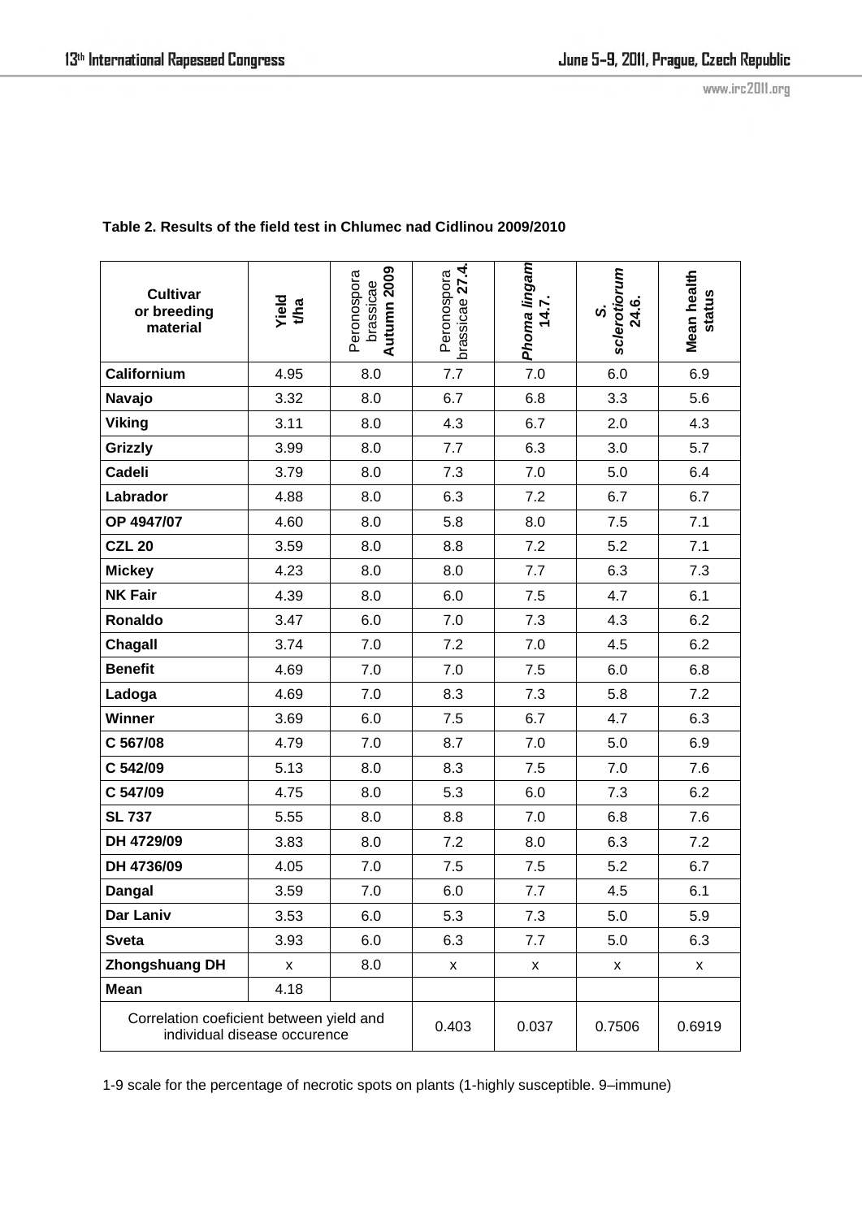**Table 2. Results of the field test in Chlumec nad Cidlinou 2009/2010**

| Cultivar or breeding material | Yield t/ha | Peronospora brassicae **Autumn 2009** | Peronospora brassicae **27.4.** | ***Phoma lingam* 14.7.** | ***S. sclerotiorum* 24.6.** | **Mean health status** |
|---|---|---|---|---|---|---|
| **Californium** | 4.95 | 8.0 | 7.7 | 7.0 | 6.0 | 6.9 |
| **Navajo** | 3.32 | 8.0 | 6.7 | 6.8 | 3.3 | 5.6 |
| **Viking** | 3.11 | 8.0 | 4.3 | 6.7 | 2.0 | 4.3 |
| **Grizzly** | 3.99 | 8.0 | 7.7 | 6.3 | 3.0 | 5.7 |
| **Cadeli** | 3.79 | 8.0 | 7.3 | 7.0 | 5.0 | 6.4 |
| **Labrador** | 4.88 | 8.0 | 6.3 | 7.2 | 6.7 | 6.7 |
| **OP 4947/07** | 4.60 | 8.0 | 5.8 | 8.0 | 7.5 | 7.1 |
| **CZL 20** | 3.59 | 8.0 | 8.8 | 7.2 | 5.2 | 7.1 |
| **Mickey** | 4.23 | 8.0 | 8.0 | 7.7 | 6.3 | 7.3 |
| **NK Fair** | 4.39 | 8.0 | 6.0 | 7.5 | 4.7 | 6.1 |
| **Ronaldo** | 3.47 | 6.0 | 7.0 | 7.3 | 4.3 | 6.2 |
| **Chagall** | 3.74 | 7.0 | 7.2 | 7.0 | 4.5 | 6.2 |
| **Benefit** | 4.69 | 7.0 | 7.0 | 7.5 | 6.0 | 6.8 |
| **Ladoga** | 4.69 | 7.0 | 8.3 | 7.3 | 5.8 | 7.2 |
| **Winner** | 3.69 | 6.0 | 7.5 | 6.7 | 4.7 | 6.3 |
| **C 567/08** | 4.79 | 7.0 | 8.7 | 7.0 | 5.0 | 6.9 |
| **C 542/09** | 5.13 | 8.0 | 8.3 | 7.5 | 7.0 | 7.6 |
| **C 547/09** | 4.75 | 8.0 | 5.3 | 6.0 | 7.3 | 6.2 |
| **SL 737** | 5.55 | 8.0 | 8.8 | 7.0 | 6.8 | 7.6 |
| **DH 4729/09** | 3.83 | 8.0 | 7.2 | 8.0 | 6.3 | 7.2 |
| **DH 4736/09** | 4.05 | 7.0 | 7.5 | 7.5 | 5.2 | 6.7 |
| **Dangal** | 3.59 | 7.0 | 6.0 | 7.7 | 4.5 | 6.1 |
| **Dar Laniv** | 3.53 | 6.0 | 5.3 | 7.3 | 5.0 | 5.9 |
| **Sveta** | 3.93 | 6.0 | 6.3 | 7.7 | 5.0 | 6.3 |
| **Zhongshuang DH** | x | 8.0 | x | x | x | x |
| **Mean** | 4.18 | | | | | |
| Correlation coeficient between yield and individual disease occurence | | | 0.403 | 0.037 | 0.7506 | 0.6919 |

1-9 scale for the percentage of necrotic spots on plants (1-highly susceptible. 9–immune)